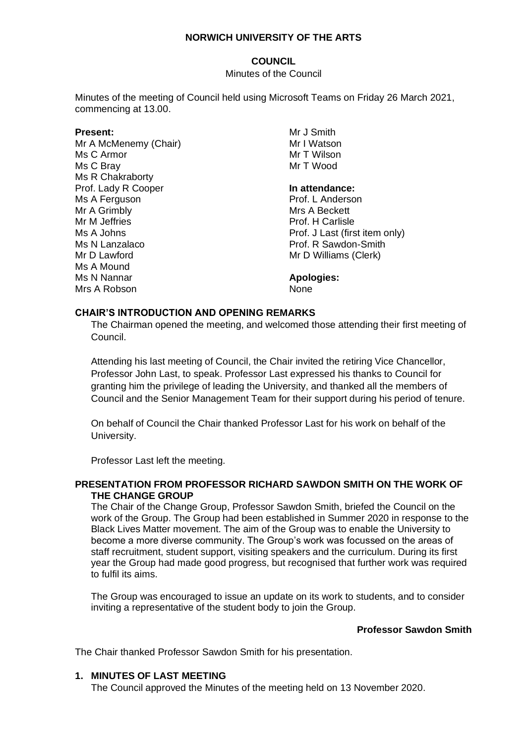# NORWICH UNIVERSITY OF THE ARTS

## COUNCIL

Minutes of the Council

Minutes of the meeting of Council held using Microsoft Teams on Friday 26 March 2021, commencing at 13.00.

**Present:**
Mr A McMenemy (Chair)
Ms C Armor
Ms C Bray
Ms R Chakraborty
Prof. Lady R Cooper
Ms A Ferguson
Mr A Grimbly
Mr M Jeffries
Ms A Johns
Ms N Lanzalaco
Mr D Lawford
Ms A Mound
Ms N Nannar
Mrs A Robson
Mr J Smith
Mr I Watson
Mr T Wilson
Mr T Wood

**In attendance:**
Prof. L Anderson
Mrs A Beckett
Prof. H Carlisle
Prof. J Last (first item only)
Prof. R Sawdon-Smith
Mr D Williams (Clerk)

**Apologies:**
None

### CHAIR'S INTRODUCTION AND OPENING REMARKS

The Chairman opened the meeting, and welcomed those attending their first meeting of Council.

Attending his last meeting of Council, the Chair invited the retiring Vice Chancellor, Professor John Last, to speak. Professor Last expressed his thanks to Council for granting him the privilege of leading the University, and thanked all the members of Council and the Senior Management Team for their support during his period of tenure.

On behalf of Council the Chair thanked Professor Last for his work on behalf of the University.

Professor Last left the meeting.

### PRESENTATION FROM PROFESSOR RICHARD SAWDON SMITH ON THE WORK OF THE CHANGE GROUP

The Chair of the Change Group, Professor Sawdon Smith, briefed the Council on the work of the Group. The Group had been established in Summer 2020 in response to the Black Lives Matter movement. The aim of the Group was to enable the University to become a more diverse community. The Group's work was focussed on the areas of staff recruitment, student support, visiting speakers and the curriculum. During its first year the Group had made good progress, but recognised that further work was required to fulfil its aims.

The Group was encouraged to issue an update on its work to students, and to consider inviting a representative of the student body to join the Group.

**Professor Sawdon Smith**

The Chair thanked Professor Sawdon Smith for his presentation.

### 1. MINUTES OF LAST MEETING

The Council approved the Minutes of the meeting held on 13 November 2020.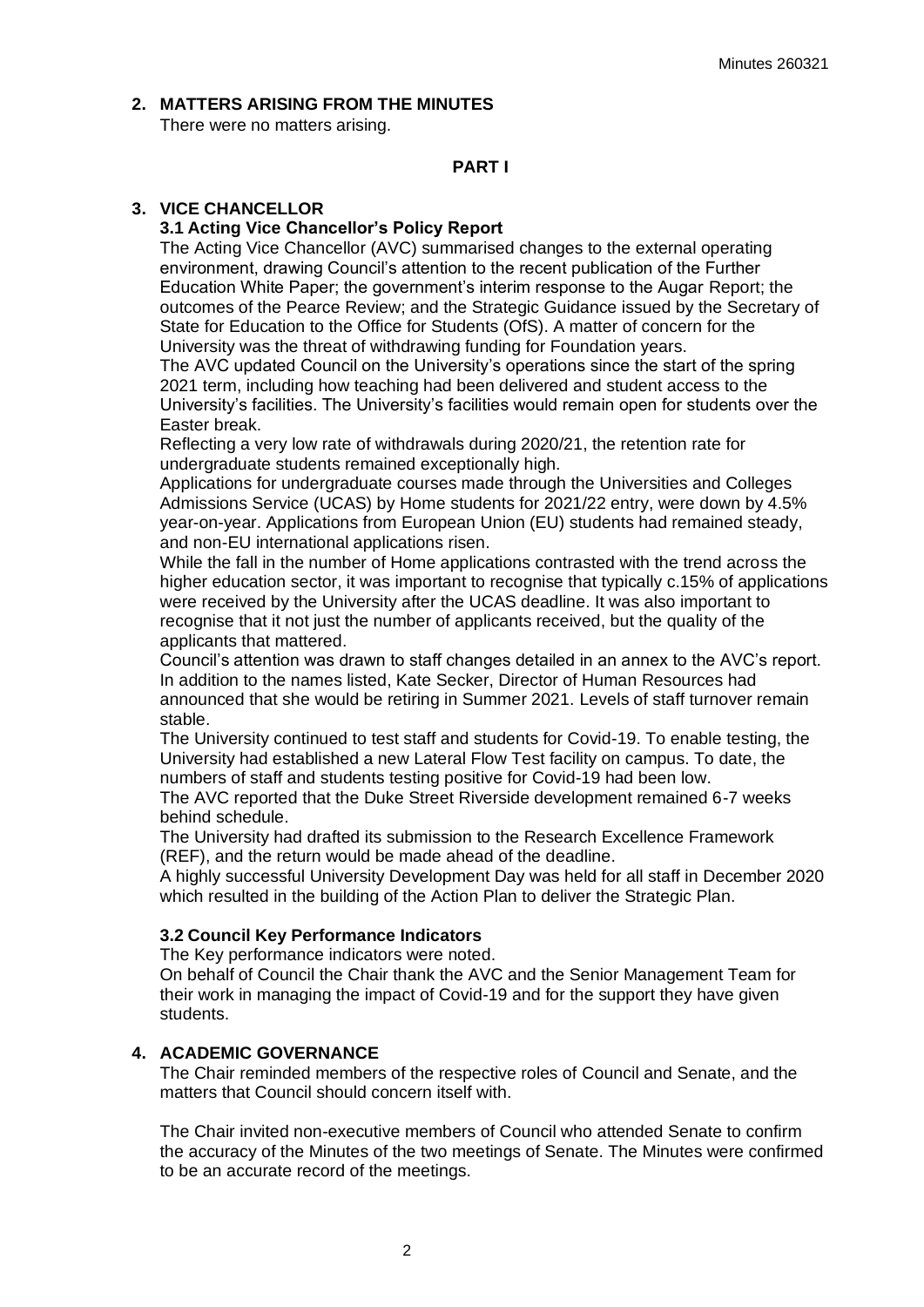## 2. MATTERS ARISING FROM THE MINUTES

There were no matters arising.

**PART I**

## 3. VICE CHANCELLOR

### 3.1 Acting Vice Chancellor's Policy Report

The Acting Vice Chancellor (AVC) summarised changes to the external operating environment, drawing Council's attention to the recent publication of the Further Education White Paper; the government's interim response to the Augar Report; the outcomes of the Pearce Review; and the Strategic Guidance issued by the Secretary of State for Education to the Office for Students (OfS). A matter of concern for the University was the threat of withdrawing funding for Foundation years.

The AVC updated Council on the University's operations since the start of the spring 2021 term, including how teaching had been delivered and student access to the University's facilities. The University's facilities would remain open for students over the Easter break.

Reflecting a very low rate of withdrawals during 2020/21, the retention rate for undergraduate students remained exceptionally high.

Applications for undergraduate courses made through the Universities and Colleges Admissions Service (UCAS) by Home students for 2021/22 entry, were down by 4.5% year-on-year. Applications from European Union (EU) students had remained steady, and non-EU international applications risen.

While the fall in the number of Home applications contrasted with the trend across the higher education sector, it was important to recognise that typically c.15% of applications were received by the University after the UCAS deadline. It was also important to recognise that it not just the number of applicants received, but the quality of the applicants that mattered.

Council's attention was drawn to staff changes detailed in an annex to the AVC's report. In addition to the names listed, Kate Secker, Director of Human Resources had announced that she would be retiring in Summer 2021. Levels of staff turnover remain stable.

The University continued to test staff and students for Covid-19. To enable testing, the University had established a new Lateral Flow Test facility on campus. To date, the numbers of staff and students testing positive for Covid-19 had been low.

The AVC reported that the Duke Street Riverside development remained 6-7 weeks behind schedule.

The University had drafted its submission to the Research Excellence Framework (REF), and the return would be made ahead of the deadline.

A highly successful University Development Day was held for all staff in December 2020 which resulted in the building of the Action Plan to deliver the Strategic Plan.

### 3.2 Council Key Performance Indicators

The Key performance indicators were noted.

On behalf of Council the Chair thank the AVC and the Senior Management Team for their work in managing the impact of Covid-19 and for the support they have given students.

## 4. ACADEMIC GOVERNANCE

The Chair reminded members of the respective roles of Council and Senate, and the matters that Council should concern itself with.

The Chair invited non-executive members of Council who attended Senate to confirm the accuracy of the Minutes of the two meetings of Senate. The Minutes were confirmed to be an accurate record of the meetings.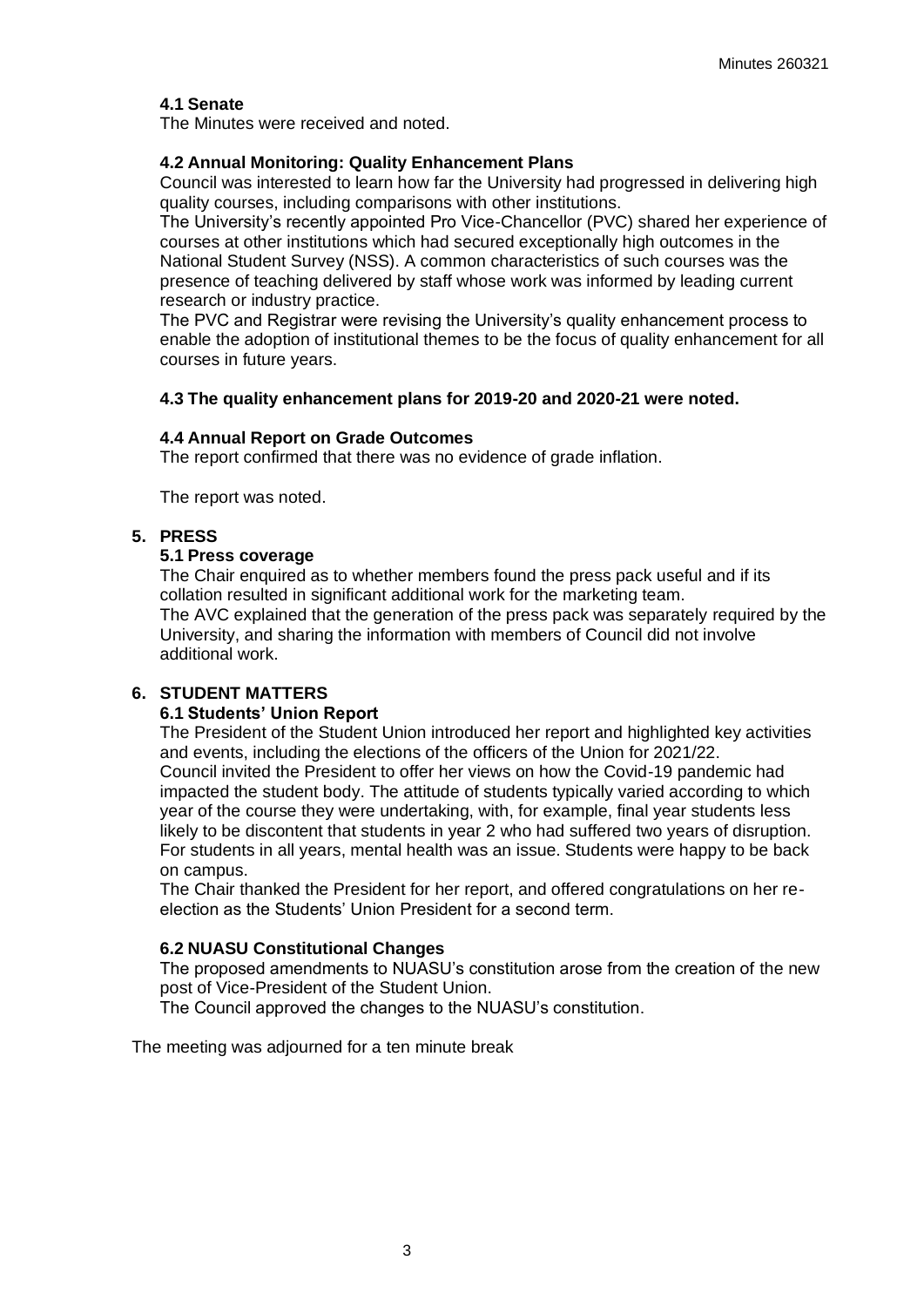### 4.1 Senate

The Minutes were received and noted.

### 4.2 Annual Monitoring: Quality Enhancement Plans

Council was interested to learn how far the University had progressed in delivering high quality courses, including comparisons with other institutions.

The University's recently appointed Pro Vice-Chancellor (PVC) shared her experience of courses at other institutions which had secured exceptionally high outcomes in the National Student Survey (NSS). A common characteristics of such courses was the presence of teaching delivered by staff whose work was informed by leading current research or industry practice.

The PVC and Registrar were revising the University's quality enhancement process to enable the adoption of institutional themes to be the focus of quality enhancement for all courses in future years.

### 4.3 The quality enhancement plans for 2019-20 and 2020-21 were noted.

### 4.4 Annual Report on Grade Outcomes

The report confirmed that there was no evidence of grade inflation.

The report was noted.

## 5. PRESS

### 5.1 Press coverage

The Chair enquired as to whether members found the press pack useful and if its collation resulted in significant additional work for the marketing team.

The AVC explained that the generation of the press pack was separately required by the University, and sharing the information with members of Council did not involve additional work.

## 6. STUDENT MATTERS

### 6.1 Students' Union Report

The President of the Student Union introduced her report and highlighted key activities and events, including the elections of the officers of the Union for 2021/22.

Council invited the President to offer her views on how the Covid-19 pandemic had impacted the student body. The attitude of students typically varied according to which year of the course they were undertaking, with, for example, final year students less likely to be discontent that students in year 2 who had suffered two years of disruption. For students in all years, mental health was an issue. Students were happy to be back on campus.

The Chair thanked the President for her report, and offered congratulations on her re-election as the Students' Union President for a second term.

### 6.2 NUASU Constitutional Changes

The proposed amendments to NUASU's constitution arose from the creation of the new post of Vice-President of the Student Union.

The Council approved the changes to the NUASU's constitution.

The meeting was adjourned for a ten minute break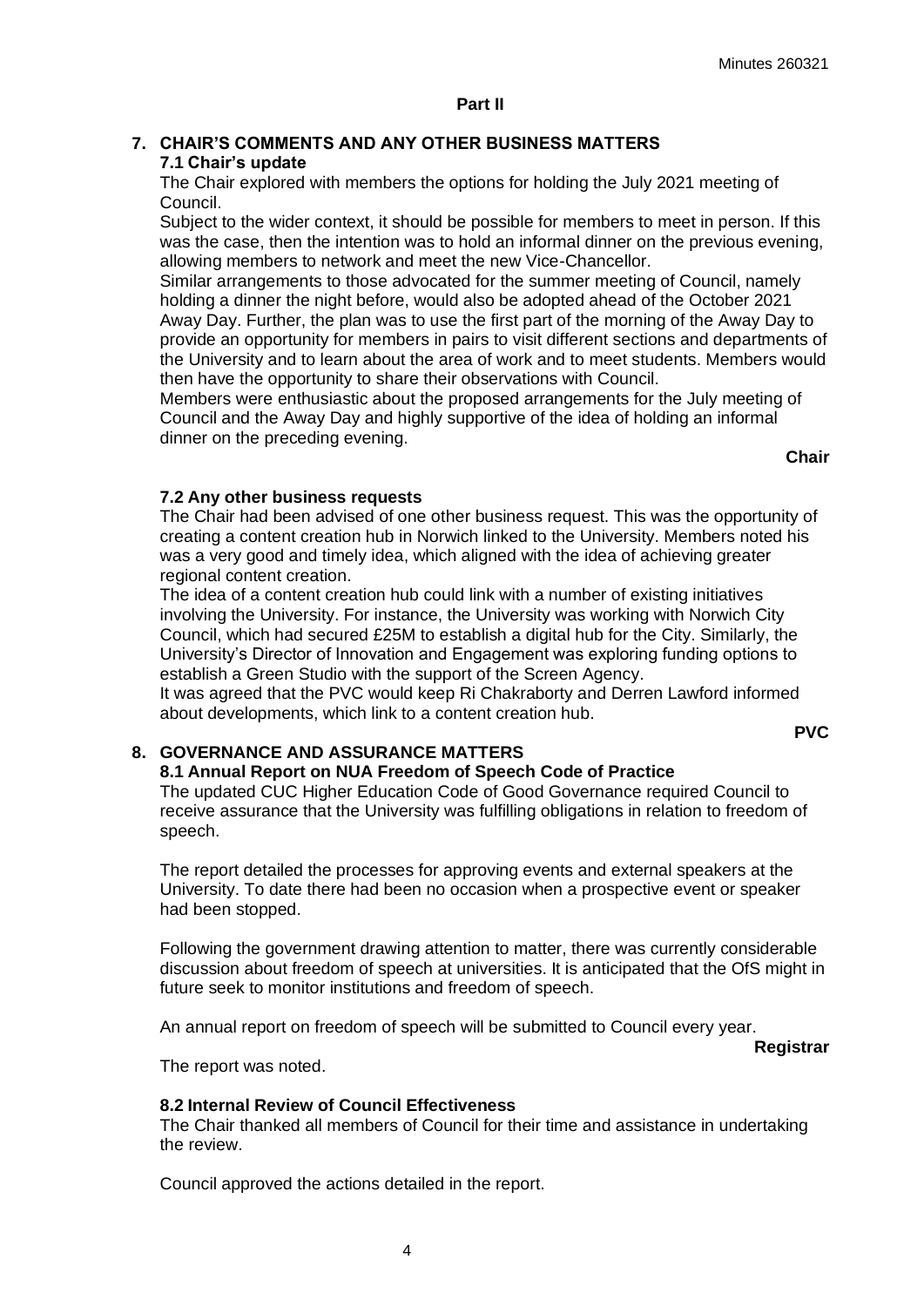**Part II**

## 7. CHAIR'S COMMENTS AND ANY OTHER BUSINESS MATTERS

### 7.1 Chair's update

The Chair explored with members the options for holding the July 2021 meeting of Council.

Subject to the wider context, it should be possible for members to meet in person. If this was the case, then the intention was to hold an informal dinner on the previous evening, allowing members to network and meet the new Vice-Chancellor.

Similar arrangements to those advocated for the summer meeting of Council, namely holding a dinner the night before, would also be adopted ahead of the October 2021 Away Day. Further, the plan was to use the first part of the morning of the Away Day to provide an opportunity for members in pairs to visit different sections and departments of the University and to learn about the area of work and to meet students. Members would then have the opportunity to share their observations with Council.

Members were enthusiastic about the proposed arrangements for the July meeting of Council and the Away Day and highly supportive of the idea of holding an informal dinner on the preceding evening.

**Chair**

### 7.2 Any other business requests

The Chair had been advised of one other business request. This was the opportunity of creating a content creation hub in Norwich linked to the University. Members noted his was a very good and timely idea, which aligned with the idea of achieving greater regional content creation.

The idea of a content creation hub could link with a number of existing initiatives involving the University. For instance, the University was working with Norwich City Council, which had secured £25M to establish a digital hub for the City. Similarly, the University's Director of Innovation and Engagement was exploring funding options to establish a Green Studio with the support of the Screen Agency.

It was agreed that the PVC would keep Ri Chakraborty and Derren Lawford informed about developments, which link to a content creation hub.

**PVC**

## 8. GOVERNANCE AND ASSURANCE MATTERS

### 8.1 Annual Report on NUA Freedom of Speech Code of Practice

The updated CUC Higher Education Code of Good Governance required Council to receive assurance that the University was fulfilling obligations in relation to freedom of speech.

The report detailed the processes for approving events and external speakers at the University. To date there had been no occasion when a prospective event or speaker had been stopped.

Following the government drawing attention to matter, there was currently considerable discussion about freedom of speech at universities. It is anticipated that the OfS might in future seek to monitor institutions and freedom of speech.

An annual report on freedom of speech will be submitted to Council every year.

**Registrar**

The report was noted.

### 8.2 Internal Review of Council Effectiveness

The Chair thanked all members of Council for their time and assistance in undertaking the review.

Council approved the actions detailed in the report.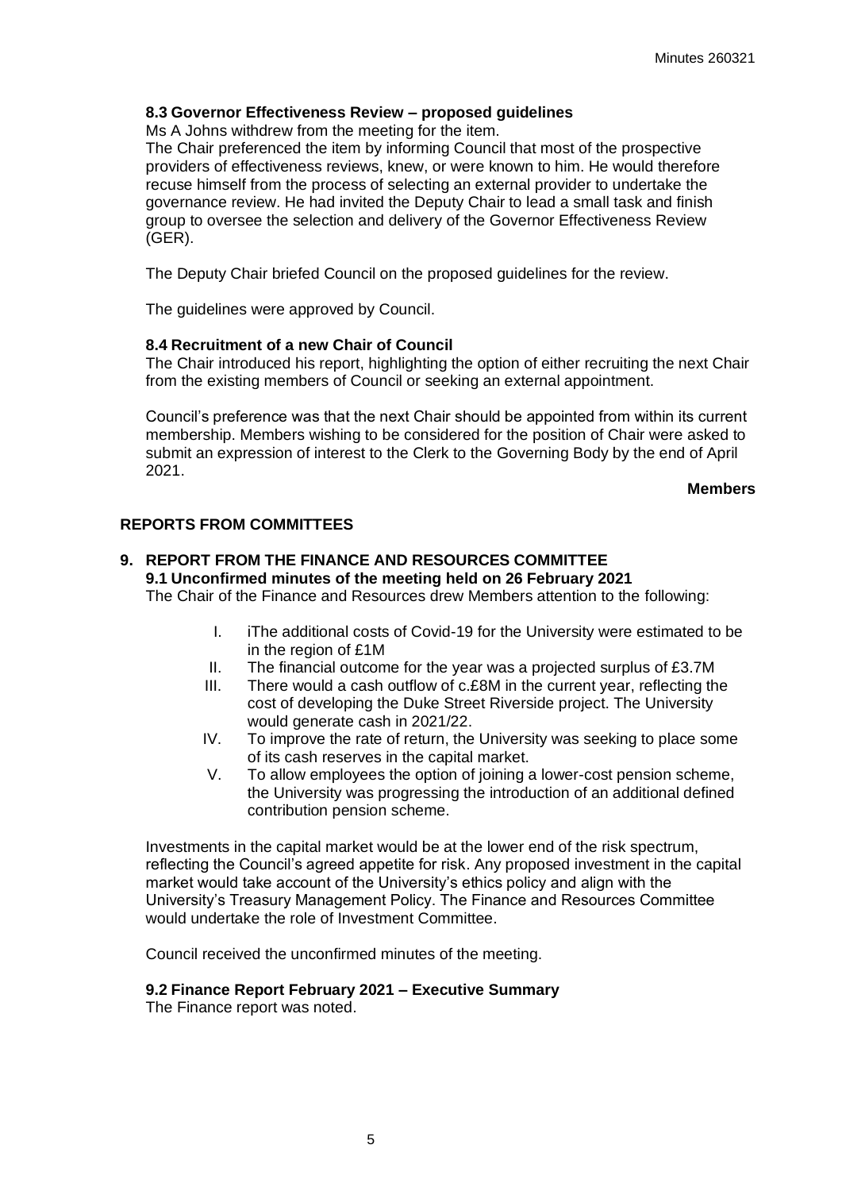### 8.3 Governor Effectiveness Review – proposed guidelines

Ms A Johns withdrew from the meeting for the item.

The Chair preferenced the item by informing Council that most of the prospective providers of effectiveness reviews, knew, or were known to him. He would therefore recuse himself from the process of selecting an external provider to undertake the governance review. He had invited the Deputy Chair to lead a small task and finish group to oversee the selection and delivery of the Governor Effectiveness Review (GER).

The Deputy Chair briefed Council on the proposed guidelines for the review.

The guidelines were approved by Council.

### 8.4 Recruitment of a new Chair of Council

The Chair introduced his report, highlighting the option of either recruiting the next Chair from the existing members of Council or seeking an external appointment.

Council's preference was that the next Chair should be appointed from within its current membership. Members wishing to be considered for the position of Chair were asked to submit an expression of interest to the Clerk to the Governing Body by the end of April 2021.

**Members**

## REPORTS FROM COMMITTEES

## 9. REPORT FROM THE FINANCE AND RESOURCES COMMITTEE

### 9.1 Unconfirmed minutes of the meeting held on 26 February 2021

The Chair of the Finance and Resources drew Members attention to the following:

I. iThe additional costs of Covid-19 for the University were estimated to be in the region of £1M
II. The financial outcome for the year was a projected surplus of £3.7M
III. There would a cash outflow of c.£8M in the current year, reflecting the cost of developing the Duke Street Riverside project. The University would generate cash in 2021/22.
IV. To improve the rate of return, the University was seeking to place some of its cash reserves in the capital market.
V. To allow employees the option of joining a lower-cost pension scheme, the University was progressing the introduction of an additional defined contribution pension scheme.

Investments in the capital market would be at the lower end of the risk spectrum, reflecting the Council's agreed appetite for risk. Any proposed investment in the capital market would take account of the University's ethics policy and align with the University's Treasury Management Policy. The Finance and Resources Committee would undertake the role of Investment Committee.

Council received the unconfirmed minutes of the meeting.

### 9.2 Finance Report February 2021 – Executive Summary

The Finance report was noted.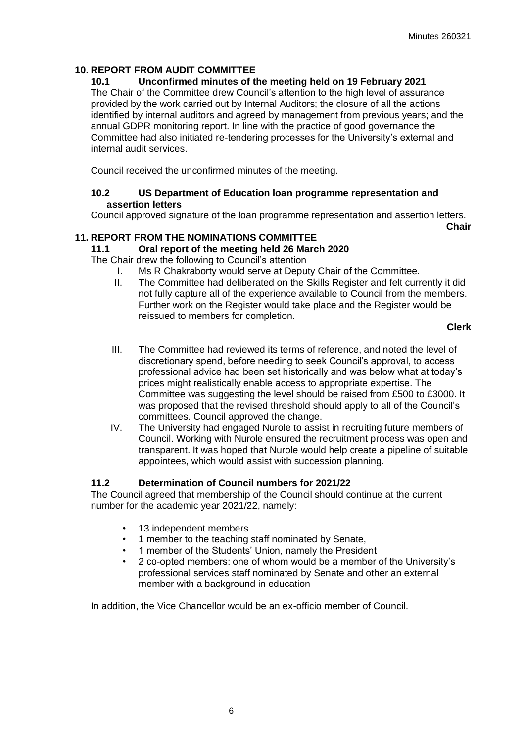## 10. REPORT FROM AUDIT COMMITTEE

### 10.1 Unconfirmed minutes of the meeting held on 19 February 2021

The Chair of the Committee drew Council's attention to the high level of assurance provided by the work carried out by Internal Auditors; the closure of all the actions identified by internal auditors and agreed by management from previous years; and the annual GDPR monitoring report. In line with the practice of good governance the Committee had also initiated re-tendering processes for the University's external and internal audit services.

Council received the unconfirmed minutes of the meeting.

### 10.2 US Department of Education loan programme representation and assertion letters

Council approved signature of the loan programme representation and assertion letters.

**Chair**

## 11. REPORT FROM THE NOMINATIONS COMMITTEE

### 11.1 Oral report of the meeting held 26 March 2020

The Chair drew the following to Council's attention

I. Ms R Chakraborty would serve at Deputy Chair of the Committee.

II. The Committee had deliberated on the Skills Register and felt currently it did not fully capture all of the experience available to Council from the members. Further work on the Register would take place and the Register would be reissued to members for completion.

**Clerk**

III. The Committee had reviewed its terms of reference, and noted the level of discretionary spend, before needing to seek Council's approval, to access professional advice had been set historically and was below what at today's prices might realistically enable access to appropriate expertise. The Committee was suggesting the level should be raised from £500 to £3000. It was proposed that the revised threshold should apply to all of the Council's committees. Council approved the change.

IV. The University had engaged Nurole to assist in recruiting future members of Council. Working with Nurole ensured the recruitment process was open and transparent. It was hoped that Nurole would help create a pipeline of suitable appointees, which would assist with succession planning.

### 11.2 Determination of Council numbers for 2021/22

The Council agreed that membership of the Council should continue at the current number for the academic year 2021/22, namely:

- 13 independent members
- 1 member to the teaching staff nominated by Senate,
- 1 member of the Students' Union, namely the President
- 2 co-opted members: one of whom would be a member of the University's professional services staff nominated by Senate and other an external member with a background in education

In addition, the Vice Chancellor would be an ex-officio member of Council.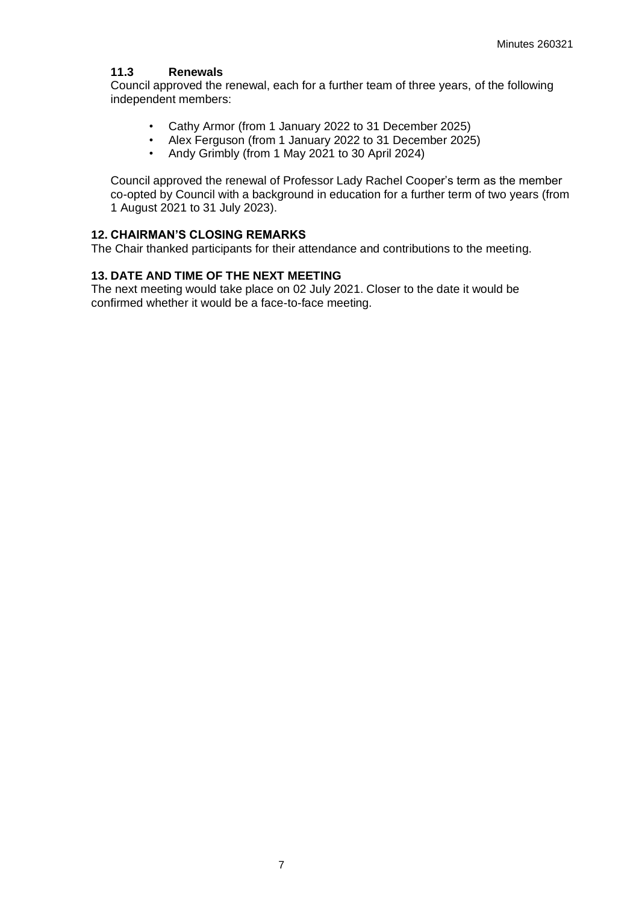### 11.3 Renewals

Council approved the renewal, each for a further team of three years, of the following independent members:

- Cathy Armor (from 1 January 2022 to 31 December 2025)
- Alex Ferguson (from 1 January 2022 to 31 December 2025)
- Andy Grimbly (from 1 May 2021 to 30 April 2024)

Council approved the renewal of Professor Lady Rachel Cooper's term as the member co-opted by Council with a background in education for a further term of two years (from 1 August 2021 to 31 July 2023).

## 12. CHAIRMAN'S CLOSING REMARKS

The Chair thanked participants for their attendance and contributions to the meeting.

## 13. DATE AND TIME OF THE NEXT MEETING

The next meeting would take place on 02 July 2021. Closer to the date it would be confirmed whether it would be a face-to-face meeting.